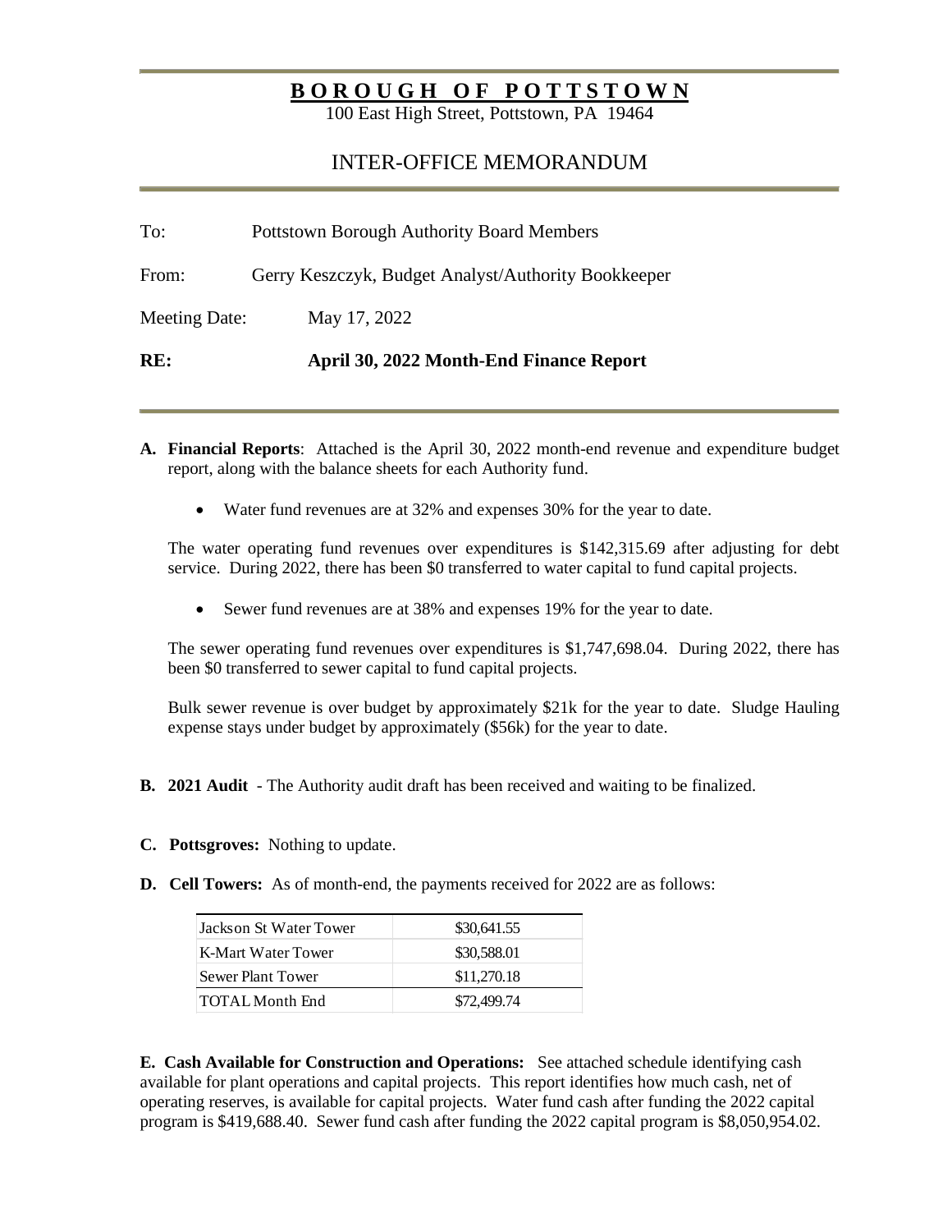# BOROUGH OF POTTSTOWN

100 East High Street, Pottstown, PA 19464

## INTER-OFFICE MEMORANDUM

To: Pottstown Borough Authority Board Members

From: Gerry Keszczyk, Budget Analyst/Authority Bookkeeper

Meeting Date: May 17, 2022

**RE: April 30, 2022 Month-End Finance Report**

**A. Financial Reports**: Attached is the April 30, 2022 month-end revenue and expenditure budget report, along with the balance sheets for each Authority fund.

- Water fund revenues are at 32% and expenses 30% for the year to date.

The water operating fund revenues over expenditures is $142,315.69 after adjusting for debt service. During 2022, there has been $0 transferred to water capital to fund capital projects.

- Sewer fund revenues are at 38% and expenses 19% for the year to date.

The sewer operating fund revenues over expenditures is $1,747,698.04. During 2022, there has been $0 transferred to sewer capital to fund capital projects.

Bulk sewer revenue is over budget by approximately $21k for the year to date. Sludge Hauling expense stays under budget by approximately ($56k) for the year to date.

**B. 2021 Audit** - The Authority audit draft has been received and waiting to be finalized.

**C. Pottsgroves:** Nothing to update.

**D. Cell Towers:** As of month-end, the payments received for 2022 are as follows:

| | |
|---|---|
| Jackson St Water Tower | $30,641.55 |
| K-Mart Water Tower | $30,588.01 |
| Sewer Plant Tower | $11,270.18 |
| TOTAL Month End | $72,499.74 |

**E. Cash Available for Construction and Operations:** See attached schedule identifying cash available for plant operations and capital projects. This report identifies how much cash, net of operating reserves, is available for capital projects. Water fund cash after funding the 2022 capital program is $419,688.40. Sewer fund cash after funding the 2022 capital program is $8,050,954.02.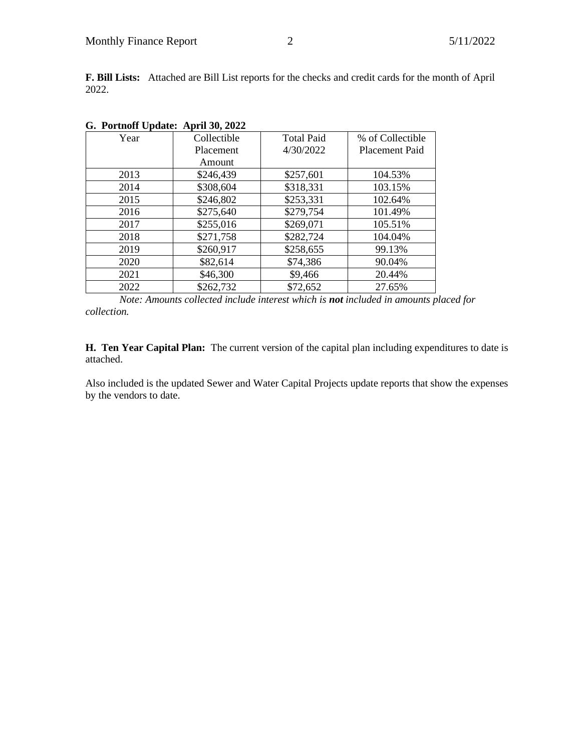**F. Bill Lists:** Attached are Bill List reports for the checks and credit cards for the month of April 2022.

**G. Portnoff Update: April 30, 2022**

| Year | Collectible Placement Amount | Total Paid 4/30/2022 | % of Collectible Placement Paid |
|---|---|---|---|
| 2013 | $246,439 | $257,601 | 104.53% |
| 2014 | $308,604 | $318,331 | 103.15% |
| 2015 | $246,802 | $253,331 | 102.64% |
| 2016 | $275,640 | $279,754 | 101.49% |
| 2017 | $255,016 | $269,071 | 105.51% |
| 2018 | $271,758 | $282,724 | 104.04% |
| 2019 | $260,917 | $258,655 | 99.13% |
| 2020 | $82,614 | $74,386 | 90.04% |
| 2021 | $46,300 | $9,466 | 20.44% |
| 2022 | $262,732 | $72,652 | 27.65% |

*Note: Amounts collected include interest which is **not** included in amounts placed for collection.*

**H. Ten Year Capital Plan:** The current version of the capital plan including expenditures to date is attached.

Also included is the updated Sewer and Water Capital Projects update reports that show the expenses by the vendors to date.